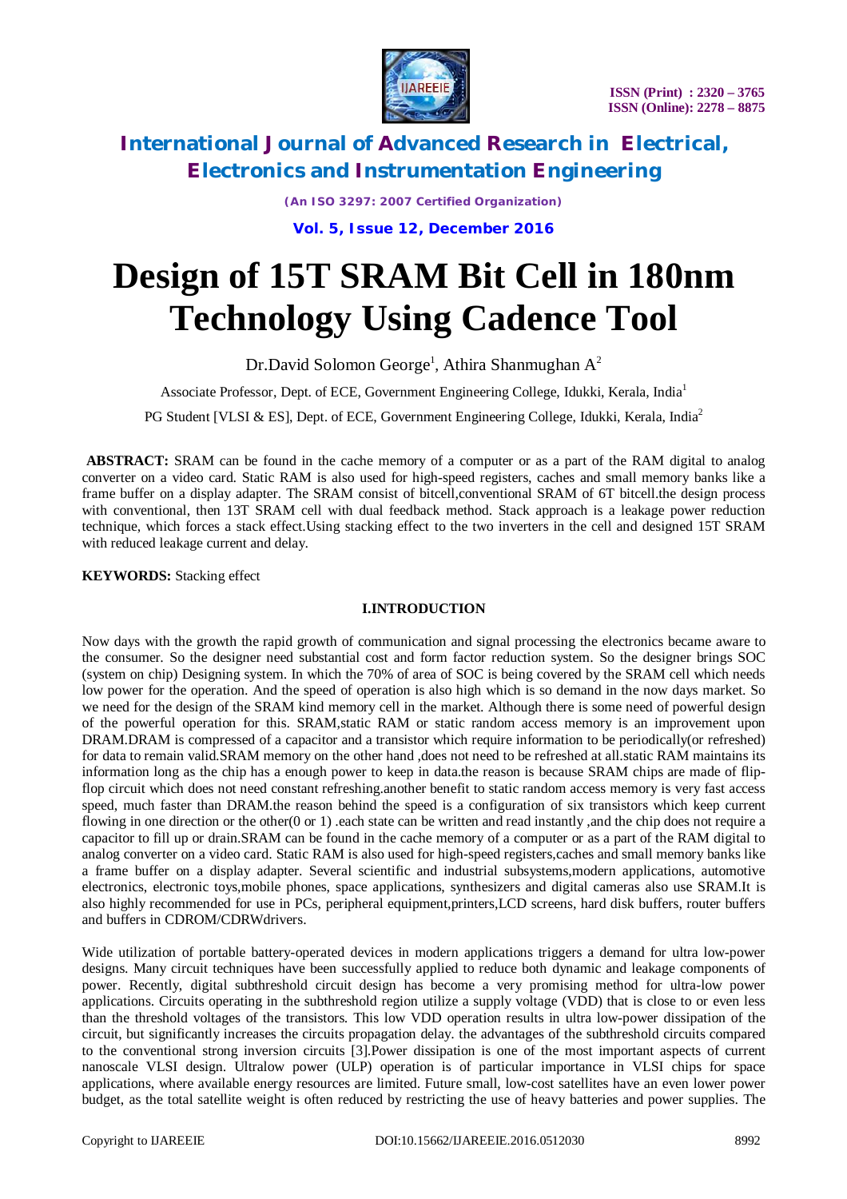# Design of 15T SRAM Bit Cell in 180nm Technology Using Cadence Tool

Dr.David Solomon George[1], Athira Shanmughan A[2]

Associate Professor, Dept. of ECE, Government Engineering College, Idukki, Kerala, India[1]

PG Student [VLSI & ES], Dept. of ECE, Government Engineering College, Idukki, Kerala, India[2]

**ABSTRACT:** SRAM can be found in the cache memory of a computer or as a part of the RAM digital to analog converter on a video card. Static RAM is also used for high-speed registers, caches and small memory banks like a frame buffer on a display adapter. The SRAM consist of bitcell,conventional SRAM of 6T bitcell.the design process with conventional, then 13T SRAM cell with dual feedback method. Stack approach is a leakage power reduction technique, which forces a stack effect.Using stacking effect to the two inverters in the cell and designed 15T SRAM with reduced leakage current and delay.

**KEYWORDS:** Stacking effect

## I.INTRODUCTION

Now days with the growth the rapid growth of communication and signal processing the electronics became aware to the consumer. So the designer need substantial cost and form factor reduction system. So the designer brings SOC (system on chip) Designing system. In which the 70% of area of SOC is being covered by the SRAM cell which needs low power for the operation. And the speed of operation is also high which is so demand in the now days market. So we need for the design of the SRAM kind memory cell in the market. Although there is some need of powerful design of the powerful operation for this. SRAM,static RAM or static random access memory is an improvement upon DRAM.DRAM is compressed of a capacitor and a transistor which require information to be periodically(or refreshed) for data to remain valid.SRAM memory on the other hand ,does not need to be refreshed at all.static RAM maintains its information long as the chip has a enough power to keep in data.the reason is because SRAM chips are made of flip-flop circuit which does not need constant refreshing.another benefit to static random access memory is very fast access speed, much faster than DRAM.the reason behind the speed is a configuration of six transistors which keep current flowing in one direction or the other(0 or 1) .each state can be written and read instantly ,and the chip does not require a capacitor to fill up or drain.SRAM can be found in the cache memory of a computer or as a part of the RAM digital to analog converter on a video card. Static RAM is also used for high-speed registers,caches and small memory banks like a frame buffer on a display adapter. Several scientific and industrial subsystems,modern applications, automotive electronics, electronic toys,mobile phones, space applications, synthesizers and digital cameras also use SRAM.It is also highly recommended for use in PCs, peripheral equipment,printers,LCD screens, hard disk buffers, router buffers and buffers in CDROM/CDRWdrivers.

Wide utilization of portable battery-operated devices in modern applications triggers a demand for ultra low-power designs. Many circuit techniques have been successfully applied to reduce both dynamic and leakage components of power. Recently, digital subthreshold circuit design has become a very promising method for ultra-low power applications. Circuits operating in the subthreshold region utilize a supply voltage (VDD) that is close to or even less than the threshold voltages of the transistors. This low VDD operation results in ultra low-power dissipation of the circuit, but significantly increases the circuits propagation delay. the advantages of the subthreshold circuits compared to the conventional strong inversion circuits [3].Power dissipation is one of the most important aspects of current nanoscale VLSI design. Ultralow power (ULP) operation is of particular importance in VLSI chips for space applications, where available energy resources are limited. Future small, low-cost satellites have an even lower power budget, as the total satellite weight is often reduced by restricting the use of heavy batteries and power supplies. The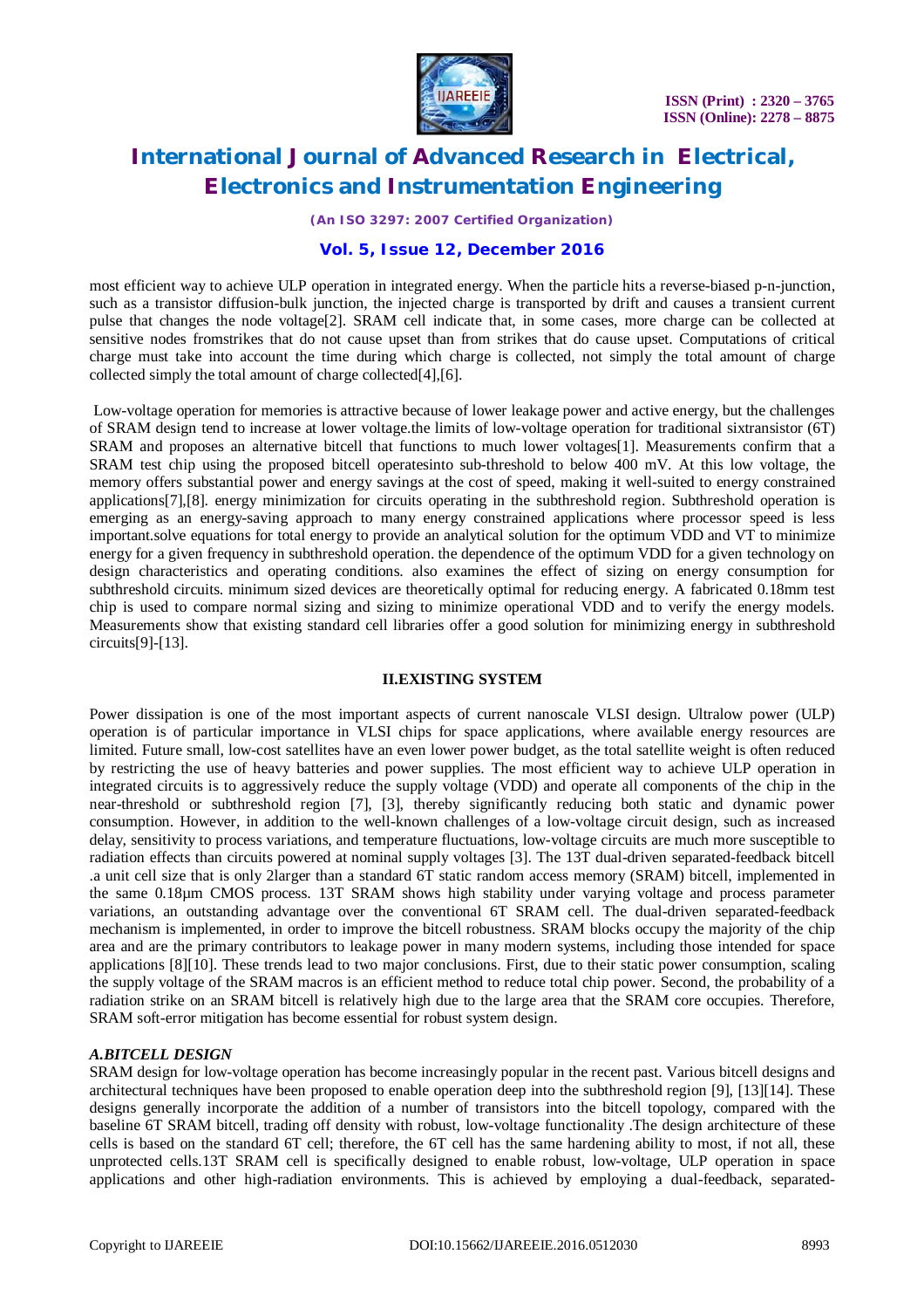most efficient way to achieve ULP operation in integrated energy. When the particle hits a reverse-biased p-n-junction, such as a transistor diffusion-bulk junction, the injected charge is transported by drift and causes a transient current pulse that changes the node voltage[2]. SRAM cell indicate that, in some cases, more charge can be collected at sensitive nodes fromstrikes that do not cause upset than from strikes that do cause upset. Computations of critical charge must take into account the time during which charge is collected, not simply the total amount of charge collected simply the total amount of charge collected[4],[6].

Low-voltage operation for memories is attractive because of lower leakage power and active energy, but the challenges of SRAM design tend to increase at lower voltage.the limits of low-voltage operation for traditional sixtransistor (6T) SRAM and proposes an alternative bitcell that functions to much lower voltages[1]. Measurements confirm that a SRAM test chip using the proposed bitcell operatesinto sub-threshold to below 400 mV. At this low voltage, the memory offers substantial power and energy savings at the cost of speed, making it well-suited to energy constrained applications[7],[8]. energy minimization for circuits operating in the subthreshold region. Subthreshold operation is emerging as an energy-saving approach to many energy constrained applications where processor speed is less important.solve equations for total energy to provide an analytical solution for the optimum VDD and VT to minimize energy for a given frequency in subthreshold operation. the dependence of the optimum VDD for a given technology on design characteristics and operating conditions. also examines the effect of sizing on energy consumption for subthreshold circuits. minimum sized devices are theoretically optimal for reducing energy. A fabricated 0.18mm test chip is used to compare normal sizing and sizing to minimize operational VDD and to verify the energy models. Measurements show that existing standard cell libraries offer a good solution for minimizing energy in subthreshold circuits[9]-[13].

## II.EXISTING SYSTEM

Power dissipation is one of the most important aspects of current nanoscale VLSI design. Ultralow power (ULP) operation is of particular importance in VLSI chips for space applications, where available energy resources are limited. Future small, low-cost satellites have an even lower power budget, as the total satellite weight is often reduced by restricting the use of heavy batteries and power supplies. The most efficient way to achieve ULP operation in integrated circuits is to aggressively reduce the supply voltage (VDD) and operate all components of the chip in the near-threshold or subthreshold region [7], [3], thereby significantly reducing both static and dynamic power consumption. However, in addition to the well-known challenges of a low-voltage circuit design, such as increased delay, sensitivity to process variations, and temperature fluctuations, low-voltage circuits are much more susceptible to radiation effects than circuits powered at nominal supply voltages [3]. The 13T dual-driven separated-feedback bitcell .a unit cell size that is only 2larger than a standard 6T static random access memory (SRAM) bitcell, implemented in the same 0.18μm CMOS process. 13T SRAM shows high stability under varying voltage and process parameter variations, an outstanding advantage over the conventional 6T SRAM cell. The dual-driven separated-feedback mechanism is implemented, in order to improve the bitcell robustness. SRAM blocks occupy the majority of the chip area and are the primary contributors to leakage power in many modern systems, including those intended for space applications [8][10]. These trends lead to two major conclusions. First, due to their static power consumption, scaling the supply voltage of the SRAM macros is an efficient method to reduce total chip power. Second, the probability of a radiation strike on an SRAM bitcell is relatively high due to the large area that the SRAM core occupies. Therefore, SRAM soft-error mitigation has become essential for robust system design.

### *A.BITCELL DESIGN*

SRAM design for low-voltage operation has become increasingly popular in the recent past. Various bitcell designs and architectural techniques have been proposed to enable operation deep into the subthreshold region [9], [13][14]. These designs generally incorporate the addition of a number of transistors into the bitcell topology, compared with the baseline 6T SRAM bitcell, trading off density with robust, low-voltage functionality .The design architecture of these cells is based on the standard 6T cell; therefore, the 6T cell has the same hardening ability to most, if not all, these unprotected cells.13T SRAM cell is specifically designed to enable robust, low-voltage, ULP operation in space applications and other high-radiation environments. This is achieved by employing a dual-feedback, separated-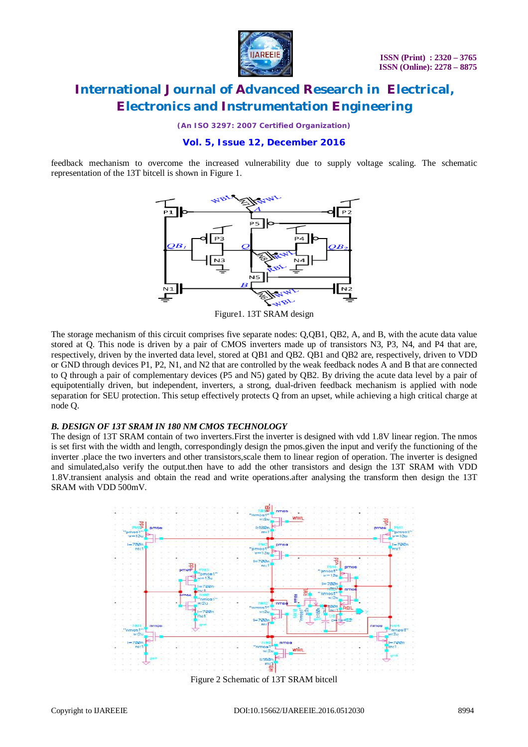feedback mechanism to overcome the increased vulnerability due to supply voltage scaling. The schematic representation of the 13T bitcell is shown in Figure 1.

Figure1. 13T SRAM design

The storage mechanism of this circuit comprises five separate nodes: Q,QB1, QB2, A, and B, with the acute data value stored at Q. This node is driven by a pair of CMOS inverters made up of transistors N3, P3, N4, and P4 that are, respectively, driven by the inverted data level, stored at QB1 and QB2. QB1 and QB2 are, respectively, driven to VDD or GND through devices P1, P2, N1, and N2 that are controlled by the weak feedback nodes A and B that are connected to Q through a pair of complementary devices (P5 and N5) gated by QB2. By driving the acute data level by a pair of equipotentially driven, but independent, inverters, a strong, dual-driven feedback mechanism is applied with node separation for SEU protection. This setup effectively protects Q from an upset, while achieving a high critical charge at node Q.

### *B. DESIGN OF 13T SRAM IN 180 NM CMOS TECHNOLOGY*

The design of 13T SRAM contain of two inverters.First the inverter is designed with vdd 1.8V linear region. The nmos is set first with the width and length, correspondingly design the pmos.given the input and verify the functioning of the inverter .place the two inverters and other transistors,scale them to linear region of operation. The inverter is designed and simulated,also verify the output.then have to add the other transistors and design the 13T SRAM with VDD 1.8V.transient analysis and obtain the read and write operations.after analysing the transform then design the 13T SRAM with VDD 500mV.

Figure 2 Schematic of 13T SRAM bitcell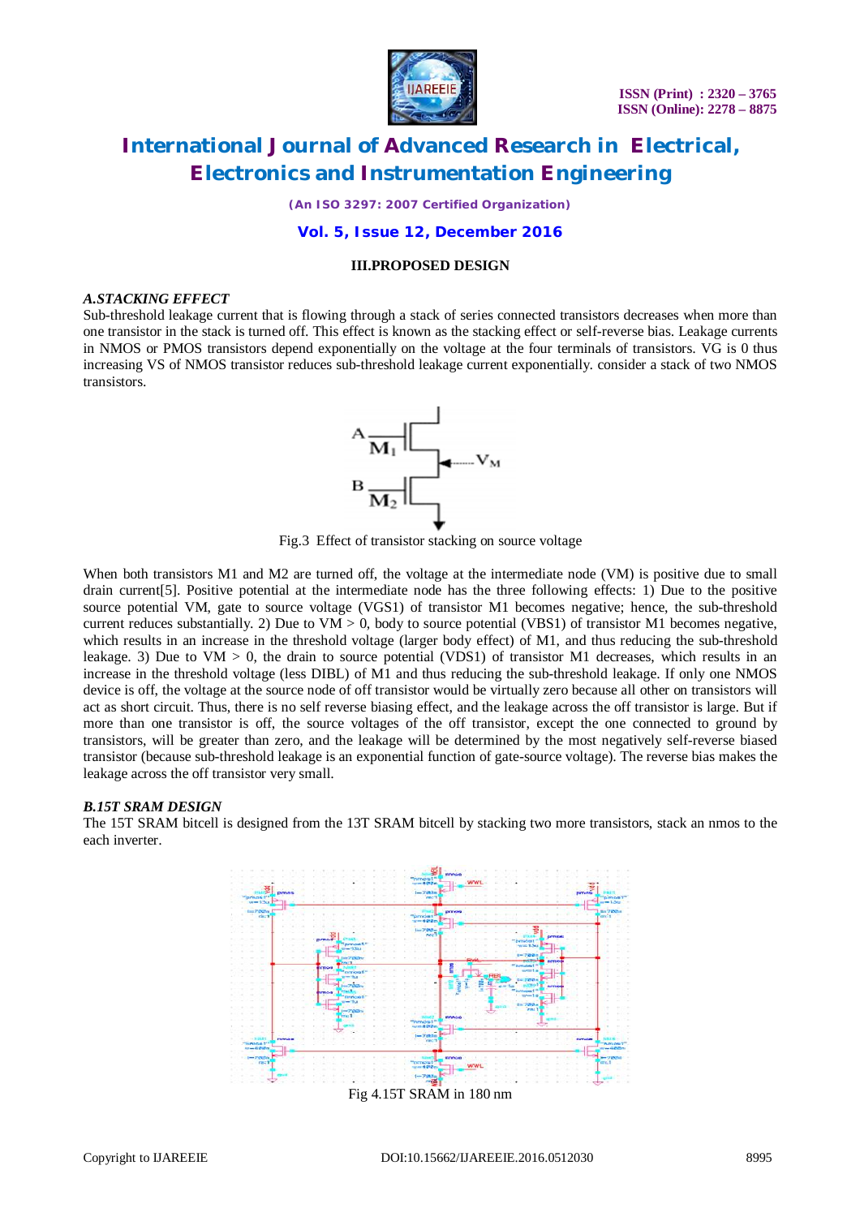## III.PROPOSED DESIGN

### *A.STACKING EFFECT*

Sub-threshold leakage current that is flowing through a stack of series connected transistors decreases when more than one transistor in the stack is turned off. This effect is known as the stacking effect or self-reverse bias. Leakage currents in NMOS or PMOS transistors depend exponentially on the voltage at the four terminals of transistors. VG is 0 thus increasing VS of NMOS transistor reduces sub-threshold leakage current exponentially. consider a stack of two NMOS transistors.

Fig.3 Effect of transistor stacking on source voltage

When both transistors M1 and M2 are turned off, the voltage at the intermediate node (VM) is positive due to small drain current[5]. Positive potential at the intermediate node has the three following effects: 1) Due to the positive source potential VM, gate to source voltage (VGS1) of transistor M1 becomes negative; hence, the sub-threshold current reduces substantially. 2) Due to VM > 0, body to source potential (VBS1) of transistor M1 becomes negative, which results in an increase in the threshold voltage (larger body effect) of M1, and thus reducing the sub-threshold leakage. 3) Due to VM > 0, the drain to source potential (VDS1) of transistor M1 decreases, which results in an increase in the threshold voltage (less DIBL) of M1 and thus reducing the sub-threshold leakage. If only one NMOS device is off, the voltage at the source node of off transistor would be virtually zero because all other on transistors will act as short circuit. Thus, there is no self reverse biasing effect, and the leakage across the off transistor is large. But if more than one transistor is off, the source voltages of the off transistor, except the one connected to ground by transistors, will be greater than zero, and the leakage will be determined by the most negatively self-reverse biased transistor (because sub-threshold leakage is an exponential function of gate-source voltage). The reverse bias makes the leakage across the off transistor very small.

### *B.15T SRAM DESIGN*

The 15T SRAM bitcell is designed from the 13T SRAM bitcell by stacking two more transistors, stack an nmos to the each inverter.

Fig 4.15T SRAM in 180 nm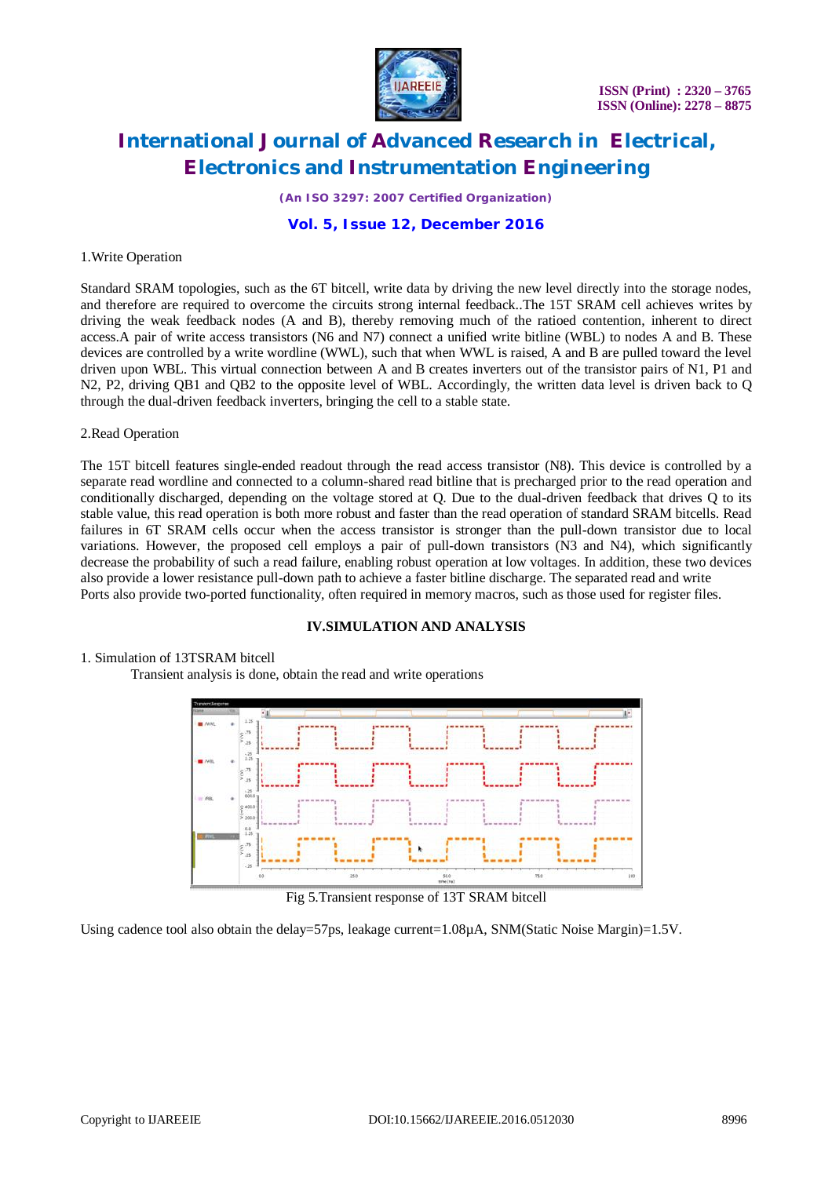1.Write Operation

Standard SRAM topologies, such as the 6T bitcell, write data by driving the new level directly into the storage nodes, and therefore are required to overcome the circuits strong internal feedback..The 15T SRAM cell achieves writes by driving the weak feedback nodes (A and B), thereby removing much of the ratioed contention, inherent to direct access.A pair of write access transistors (N6 and N7) connect a unified write bitline (WBL) to nodes A and B. These devices are controlled by a write wordline (WWL), such that when WWL is raised, A and B are pulled toward the level driven upon WBL. This virtual connection between A and B creates inverters out of the transistor pairs of N1, P1 and N2, P2, driving QB1 and QB2 to the opposite level of WBL. Accordingly, the written data level is driven back to Q through the dual-driven feedback inverters, bringing the cell to a stable state.

2.Read Operation

The 15T bitcell features single-ended readout through the read access transistor (N8). This device is controlled by a separate read wordline and connected to a column-shared read bitline that is precharged prior to the read operation and conditionally discharged, depending on the voltage stored at Q. Due to the dual-driven feedback that drives Q to its stable value, this read operation is both more robust and faster than the read operation of standard SRAM bitcells. Read failures in 6T SRAM cells occur when the access transistor is stronger than the pull-down transistor due to local variations. However, the proposed cell employs a pair of pull-down transistors (N3 and N4), which significantly decrease the probability of such a read failure, enabling robust operation at low voltages. In addition, these two devices also provide a lower resistance pull-down path to achieve a faster bitline discharge. The separated read and write Ports also provide two-ported functionality, often required in memory macros, such as those used for register files.

## IV.SIMULATION AND ANALYSIS

1. Simulation of 13TSRAM bitcell

Transient analysis is done, obtain the read and write operations

Fig 5.Transient response of 13T SRAM bitcell

Using cadence tool also obtain the delay=57ps, leakage current=1.08μA, SNM(Static Noise Margin)=1.5V.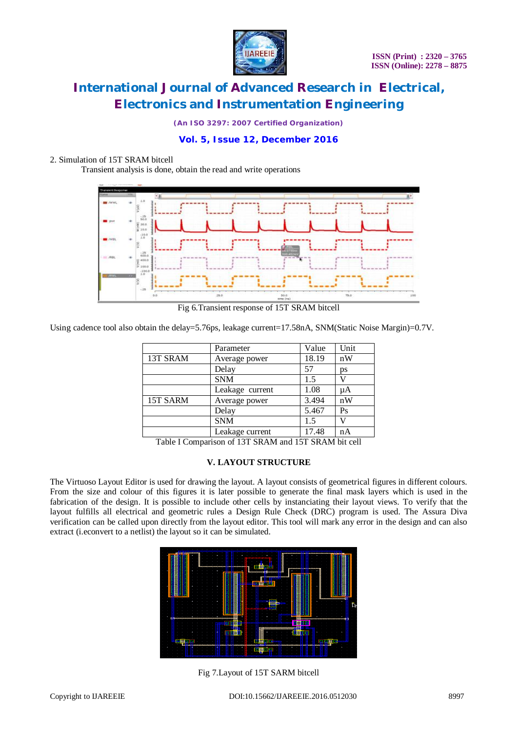2. Simulation of 15T SRAM bitcell

Transient analysis is done, obtain the read and write operations

Fig 6.Transient response of 15T SRAM bitcell

Using cadence tool also obtain the delay=5.76ps, leakage current=17.58nA, SNM(Static Noise Margin)=0.7V.

| | Parameter | Value | Unit |
|---|---|---|---|
| 13T SRAM | Average power | 18.19 | nW |
| | Delay | 57 | ps |
| | SNM | 1.5 | V |
| | Leakage current | 1.08 | μA |
| 15T SARM | Average power | 3.494 | nW |
| | Delay | 5.467 | Ps |
| | SNM | 1.5 | V |
| | Leakage current | 17.48 | nA |

Table I Comparison of 13T SRAM and 15T SRAM bit cell

## V. LAYOUT STRUCTURE

The Virtuoso Layout Editor is used for drawing the layout. A layout consists of geometrical figures in different colours. From the size and colour of this figures it is later possible to generate the final mask layers which is used in the fabrication of the design. It is possible to include other cells by instanciating their layout views. To verify that the layout fulfills all electrical and geometric rules a Design Rule Check (DRC) program is used. The Assura Diva verification can be called upon directly from the layout editor. This tool will mark any error in the design and can also extract (i.econvert to a netlist) the layout so it can be simulated.

Fig 7.Layout of 15T SARM bitcell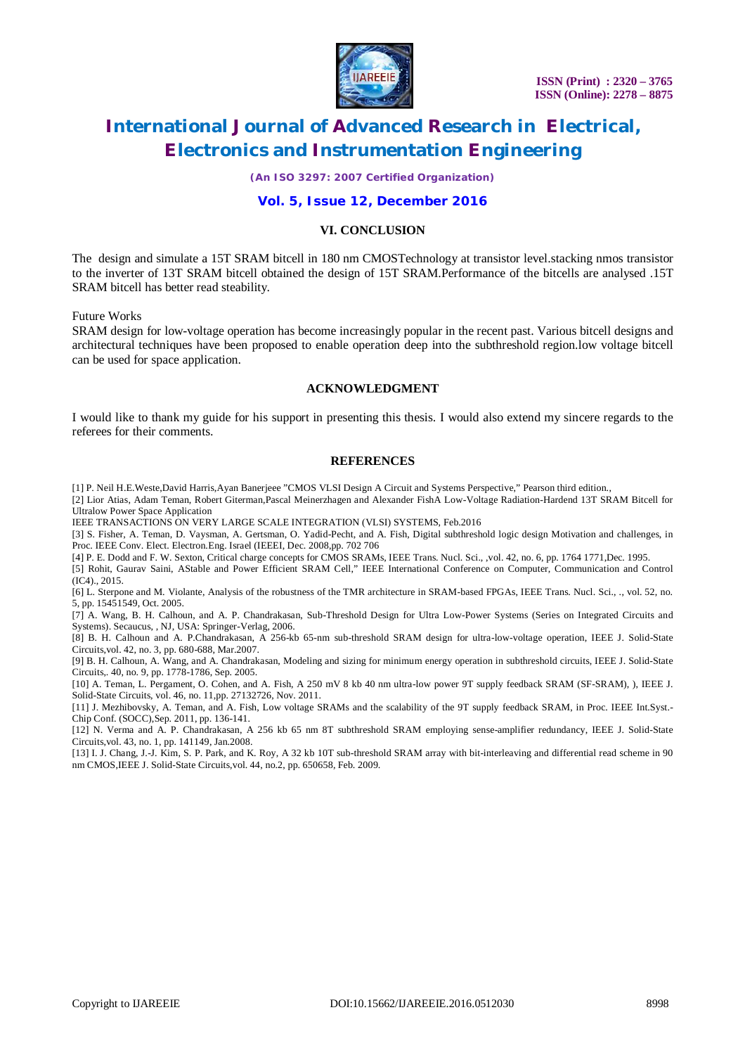## VI. CONCLUSION

The design and simulate a 15T SRAM bitcell in 180 nm CMOSTechnology at transistor level.stacking nmos transistor to the inverter of 13T SRAM bitcell obtained the design of 15T SRAM.Performance of the bitcells are analysed .15T SRAM bitcell has better read steability.

Future Works

SRAM design for low-voltage operation has become increasingly popular in the recent past. Various bitcell designs and architectural techniques have been proposed to enable operation deep into the subthreshold region.low voltage bitcell can be used for space application.

## ACKNOWLEDGMENT

I would like to thank my guide for his support in presenting this thesis. I would also extend my sincere regards to the referees for their comments.

## REFERENCES

[1] P. Neil H.E.Weste,David Harris,Ayan Banerjeee "CMOS VLSI Design A Circuit and Systems Perspective," Pearson third edition.,

[2] Lior Atias, Adam Teman, Robert Giterman,Pascal Meinerzhagen and Alexander FishA Low-Voltage Radiation-Hardend 13T SRAM Bitcell for Ultralow Power Space Application

IEEE TRANSACTIONS ON VERY LARGE SCALE INTEGRATION (VLSI) SYSTEMS, Feb.2016

[3] S. Fisher, A. Teman, D. Vaysman, A. Gertsman, O. Yadid-Pecht, and A. Fish, Digital subthreshold logic design Motivation and challenges, in Proc. IEEE Conv. Elect. Electron.Eng. Israel (IEEEI, Dec. 2008,pp. 702 706

[4] P. E. Dodd and F. W. Sexton, Critical charge concepts for CMOS SRAMs, IEEE Trans. Nucl. Sci., ,vol. 42, no. 6, pp. 1764 1771,Dec. 1995.

[5] Rohit, Gaurav Saini, AStable and Power Efficient SRAM Cell," IEEE International Conference on Computer, Communication and Control (IC4)., 2015.

[6] L. Sterpone and M. Violante, Analysis of the robustness of the TMR architecture in SRAM-based FPGAs, IEEE Trans. Nucl. Sci., ., vol. 52, no. 5, pp. 15451549, Oct. 2005.

[7] A. Wang, B. H. Calhoun, and A. P. Chandrakasan, Sub-Threshold Design for Ultra Low-Power Systems (Series on Integrated Circuits and Systems). Secaucus, , NJ, USA: Springer-Verlag, 2006.

[8] B. H. Calhoun and A. P.Chandrakasan, A 256-kb 65-nm sub-threshold SRAM design for ultra-low-voltage operation, IEEE J. Solid-State Circuits,vol. 42, no. 3, pp. 680-688, Mar.2007.

[9] B. H. Calhoun, A. Wang, and A. Chandrakasan, Modeling and sizing for minimum energy operation in subthreshold circuits, IEEE J. Solid-State Circuits,. 40, no. 9, pp. 1778-1786, Sep. 2005.

[10] A. Teman, L. Pergament, O. Cohen, and A. Fish, A 250 mV 8 kb 40 nm ultra-low power 9T supply feedback SRAM (SF-SRAM), ), IEEE J. Solid-State Circuits, vol. 46, no. 11,pp. 27132726, Nov. 2011.

[11] J. Mezhibovsky, A. Teman, and A. Fish, Low voltage SRAMs and the scalability of the 9T supply feedback SRAM, in Proc. IEEE Int.Syst.-Chip Conf. (SOCC),Sep. 2011, pp. 136-141.

[12] N. Verma and A. P. Chandrakasan, A 256 kb 65 nm 8T subthreshold SRAM employing sense-amplifier redundancy, IEEE J. Solid-State Circuits,vol. 43, no. 1, pp. 141149, Jan.2008.

[13] I. J. Chang, J.-J. Kim, S. P. Park, and K. Roy, A 32 kb 10T sub-threshold SRAM array with bit-interleaving and differential read scheme in 90 nm CMOS,IEEE J. Solid-State Circuits,vol. 44, no.2, pp. 650658, Feb. 2009.